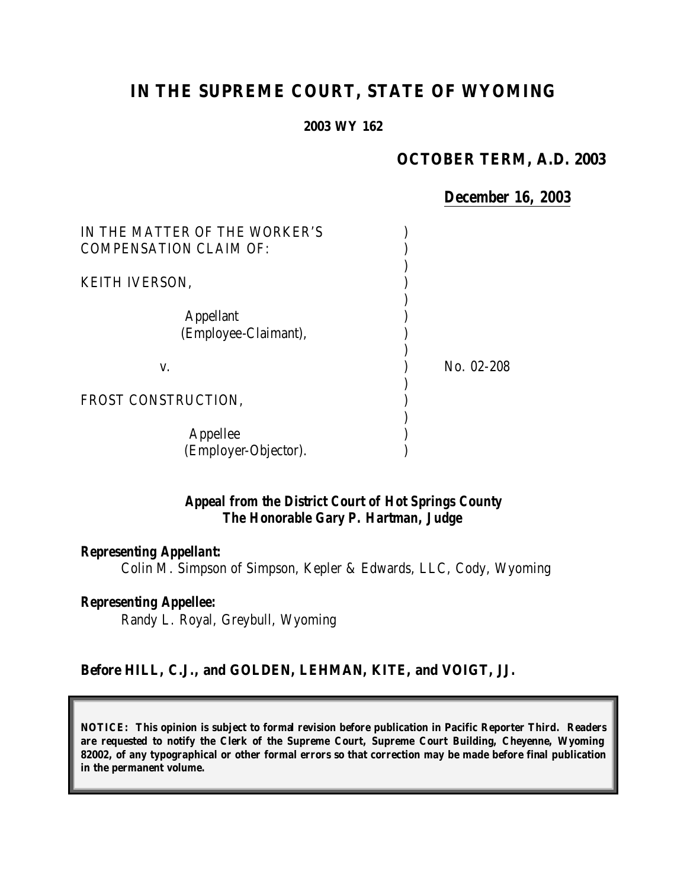# IN THE SUPREME COURT, STATE OF WYOMING

**2003 WY 162**

**OCTOBER TERM, A.D. 2003**

**December 16, 2003**

IN THE MATTER OF THE WORKER'S COMPENSATION CLAIM OF:

KEITH IVERSON,

Appellant
(Employee-Claimant),

v.

FROST CONSTRUCTION,

Appellee
(Employer-Objector).

No. 02-208

***Appeal from the District Court of Hot Springs County***
***The Honorable Gary P. Hartman, Judge***

***Representing Appellant:***
Colin M. Simpson of Simpson, Kepler & Edwards, LLC, Cody, Wyoming

***Representing Appellee:***
Randy L. Royal, Greybull, Wyoming

**Before HILL, C.J., and GOLDEN, LEHMAN, KITE, and VOIGT, JJ.**

**NOTICE: This opinion is subject to formal revision before publication in Pacific Reporter Third. Readers are requested to notify the Clerk of the Supreme Court, Supreme Court Building, Cheyenne, Wyoming 82002, of any typographical or other formal errors so that correction may be made before final publication in the permanent volume.**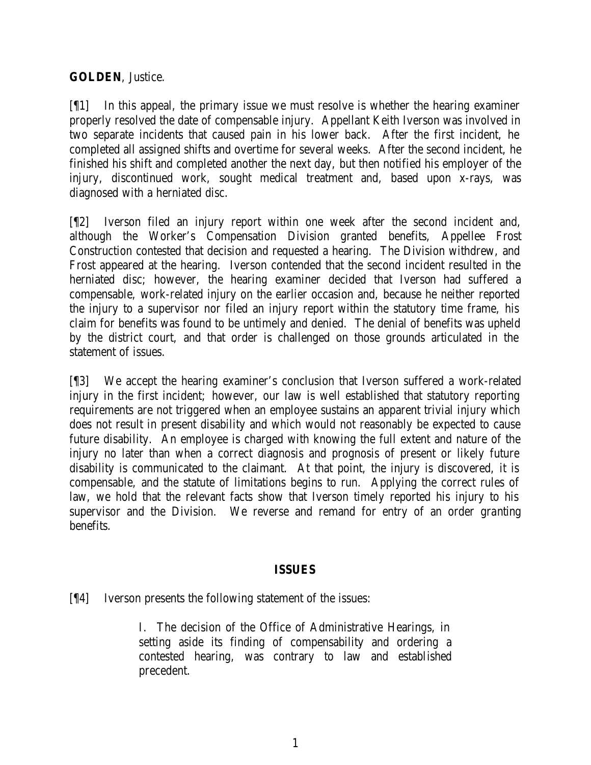**GOLDEN**, Justice.

[¶1] In this appeal, the primary issue we must resolve is whether the hearing examiner properly resolved the date of compensable injury. Appellant Keith Iverson was involved in two separate incidents that caused pain in his lower back. After the first incident, he completed all assigned shifts and overtime for several weeks. After the second incident, he finished his shift and completed another the next day, but then notified his employer of the injury, discontinued work, sought medical treatment and, based upon x-rays, was diagnosed with a herniated disc.

[¶2] Iverson filed an injury report within one week after the second incident and, although the Worker's Compensation Division granted benefits, Appellee Frost Construction contested that decision and requested a hearing. The Division withdrew, and Frost appeared at the hearing. Iverson contended that the second incident resulted in the herniated disc; however, the hearing examiner decided that Iverson had suffered a compensable, work-related injury on the earlier occasion and, because he neither reported the injury to a supervisor nor filed an injury report within the statutory time frame, his claim for benefits was found to be untimely and denied. The denial of benefits was upheld by the district court, and that order is challenged on those grounds articulated in the statement of issues.

[¶3] We accept the hearing examiner's conclusion that Iverson suffered a work-related injury in the first incident; however, our law is well established that statutory reporting requirements are not triggered when an employee sustains an apparent trivial injury which does not result in present disability and which would not reasonably be expected to cause future disability. An employee is charged with knowing the full extent and nature of the injury no later than when a correct diagnosis and prognosis of present or likely future disability is communicated to the claimant. At that point, the injury is discovered, it is compensable, and the statute of limitations begins to run. Applying the correct rules of law, we hold that the relevant facts show that Iverson timely reported his injury to his supervisor and the Division. We reverse and remand for entry of an order granting benefits.

## ISSUES

[¶4] Iverson presents the following statement of the issues:

> I. The decision of the Office of Administrative Hearings, in setting aside its finding of compensability and ordering a contested hearing, was contrary to law and established precedent.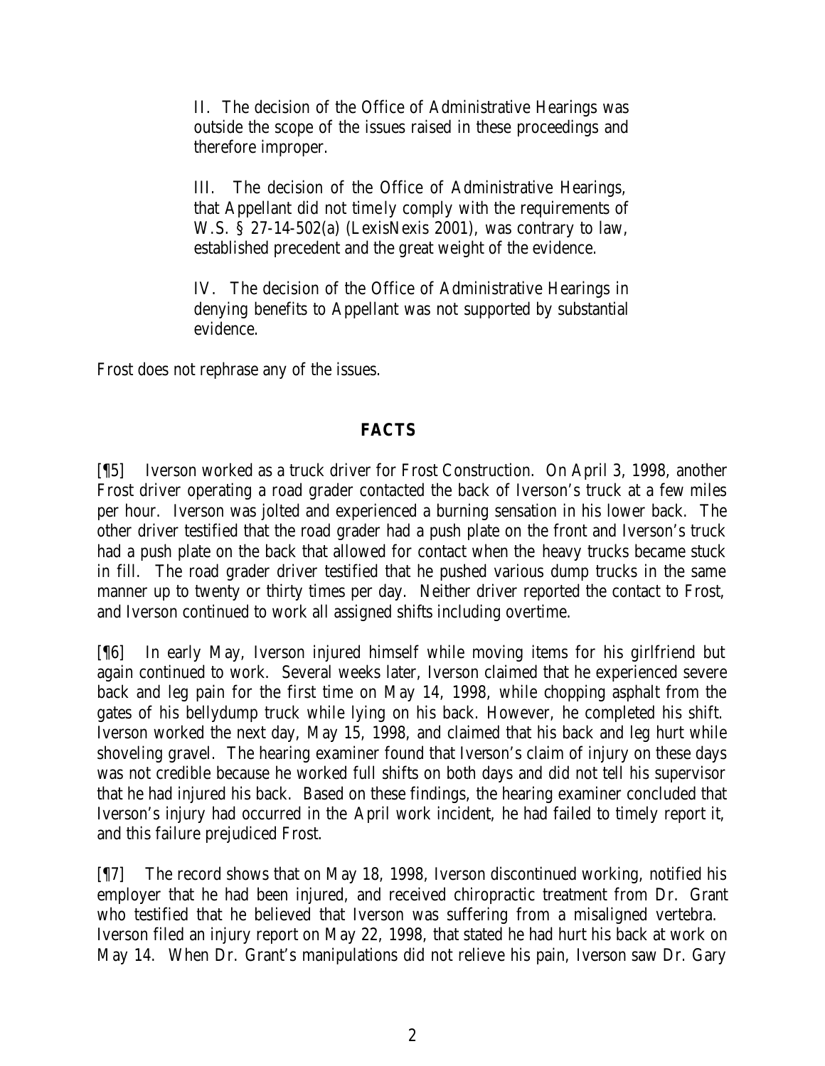> II. The decision of the Office of Administrative Hearings was outside the scope of the issues raised in these proceedings and therefore improper.
>
> III. The decision of the Office of Administrative Hearings, that Appellant did not timely comply with the requirements of W.S. § 27-14-502(a) (LexisNexis 2001), was contrary to law, established precedent and the great weight of the evidence.
>
> IV. The decision of the Office of Administrative Hearings in denying benefits to Appellant was not supported by substantial evidence.

Frost does not rephrase any of the issues.

## FACTS

[¶5] Iverson worked as a truck driver for Frost Construction. On April 3, 1998, another Frost driver operating a road grader contacted the back of Iverson's truck at a few miles per hour. Iverson was jolted and experienced a burning sensation in his lower back. The other driver testified that the road grader had a push plate on the front and Iverson's truck had a push plate on the back that allowed for contact when the heavy trucks became stuck in fill. The road grader driver testified that he pushed various dump trucks in the same manner up to twenty or thirty times per day. Neither driver reported the contact to Frost, and Iverson continued to work all assigned shifts including overtime.

[¶6] In early May, Iverson injured himself while moving items for his girlfriend but again continued to work. Several weeks later, Iverson claimed that he experienced severe back and leg pain for the first time on May 14, 1998, while chopping asphalt from the gates of his bellydump truck while lying on his back. However, he completed his shift. Iverson worked the next day, May 15, 1998, and claimed that his back and leg hurt while shoveling gravel. The hearing examiner found that Iverson's claim of injury on these days was not credible because he worked full shifts on both days and did not tell his supervisor that he had injured his back. Based on these findings, the hearing examiner concluded that Iverson's injury had occurred in the April work incident, he had failed to timely report it, and this failure prejudiced Frost.

[¶7] The record shows that on May 18, 1998, Iverson discontinued working, notified his employer that he had been injured, and received chiropractic treatment from Dr. Grant who testified that he believed that Iverson was suffering from a misaligned vertebra. Iverson filed an injury report on May 22, 1998, that stated he had hurt his back at work on May 14. When Dr. Grant's manipulations did not relieve his pain, Iverson saw Dr. Gary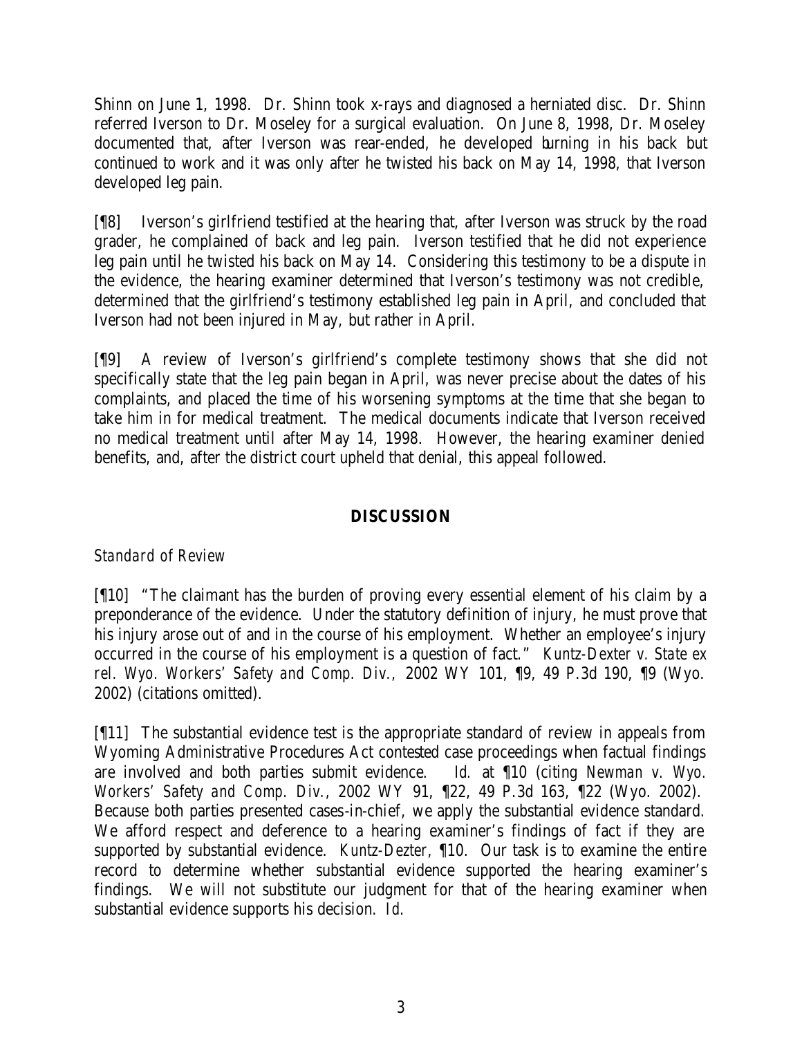Shinn on June 1, 1998. Dr. Shinn took x-rays and diagnosed a herniated disc. Dr. Shinn referred Iverson to Dr. Moseley for a surgical evaluation. On June 8, 1998, Dr. Moseley documented that, after Iverson was rear-ended, he developed burning in his back but continued to work and it was only after he twisted his back on May 14, 1998, that Iverson developed leg pain.

[¶8] Iverson's girlfriend testified at the hearing that, after Iverson was struck by the road grader, he complained of back and leg pain. Iverson testified that he did not experience leg pain until he twisted his back on May 14. Considering this testimony to be a dispute in the evidence, the hearing examiner determined that Iverson's testimony was not credible, determined that the girlfriend's testimony established leg pain in April, and concluded that Iverson had not been injured in May, but rather in April.

[¶9] A review of Iverson's girlfriend's complete testimony shows that she did not specifically state that the leg pain began in April, was never precise about the dates of his complaints, and placed the time of his worsening symptoms at the time that she began to take him in for medical treatment. The medical documents indicate that Iverson received no medical treatment until after May 14, 1998. However, the hearing examiner denied benefits, and, after the district court upheld that denial, this appeal followed.

## DISCUSSION

*Standard of Review*

[¶10] "The claimant has the burden of proving every essential element of his claim by a preponderance of the evidence. Under the statutory definition of injury, he must prove that his injury arose out of and in the course of his employment. Whether an employee's injury occurred in the course of his employment is a question of fact." *Kuntz-Dexter v. State ex rel. Wyo. Workers' Safety and Comp. Div.*, 2002 WY 101, ¶9, 49 P.3d 190, ¶9 (Wyo. 2002) (citations omitted).

[¶11] The substantial evidence test is the appropriate standard of review in appeals from Wyoming Administrative Procedures Act contested case proceedings when factual findings are involved and both parties submit evidence. *Id.* at ¶10 (citing *Newman v. Wyo. Workers' Safety and Comp. Div.*, 2002 WY 91, ¶22, 49 P.3d 163, ¶22 (Wyo. 2002). Because both parties presented cases-in-chief, we apply the substantial evidence standard. We afford respect and deference to a hearing examiner's findings of fact if they are supported by substantial evidence. *Kuntz-Dezter*, ¶10. Our task is to examine the entire record to determine whether substantial evidence supported the hearing examiner's findings. We will not substitute our judgment for that of the hearing examiner when substantial evidence supports his decision. *Id.*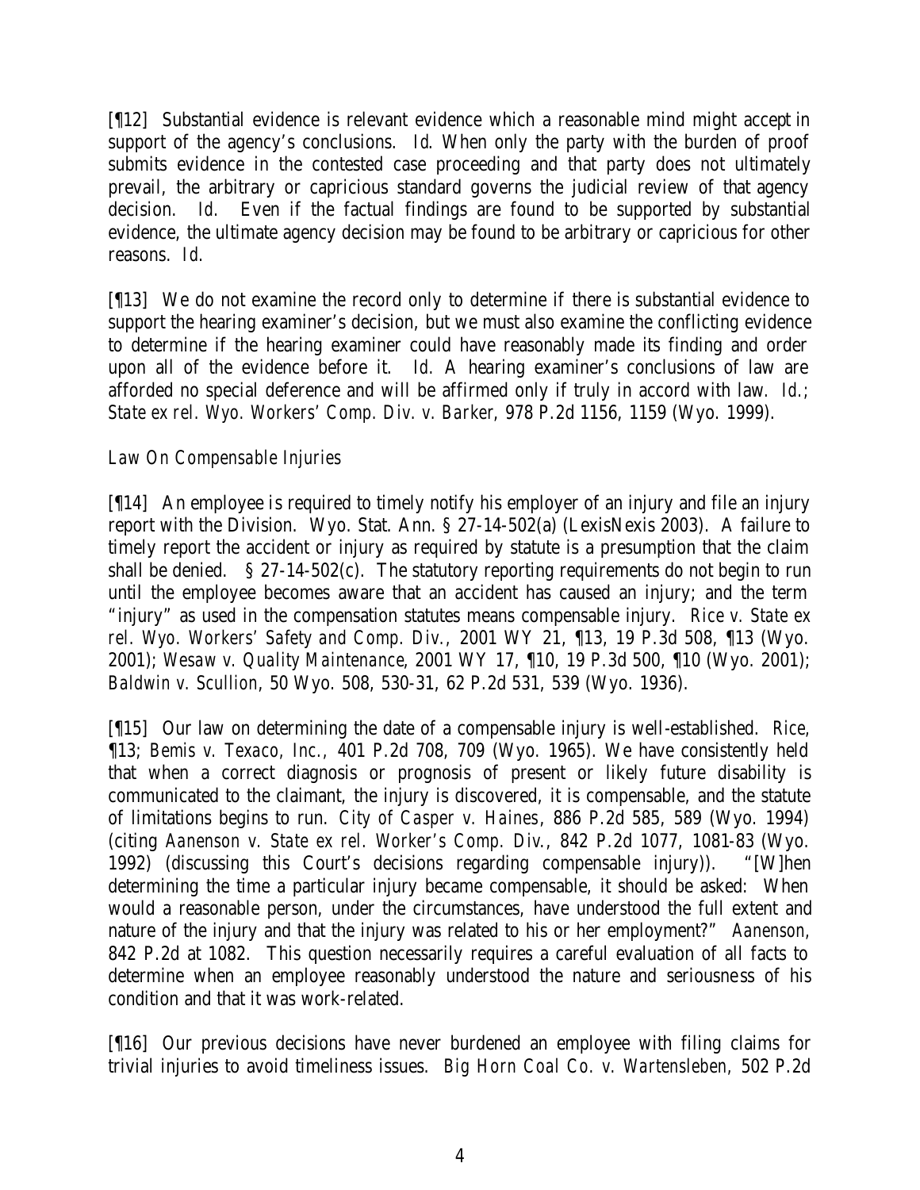[¶12] Substantial evidence is relevant evidence which a reasonable mind might accept in support of the agency's conclusions. *Id.* When only the party with the burden of proof submits evidence in the contested case proceeding and that party does not ultimately prevail, the arbitrary or capricious standard governs the judicial review of that agency decision. *Id.* Even if the factual findings are found to be supported by substantial evidence, the ultimate agency decision may be found to be arbitrary or capricious for other reasons. *Id.*

[¶13] We do not examine the record only to determine if there is substantial evidence to support the hearing examiner's decision, but we must also examine the conflicting evidence to determine if the hearing examiner could have reasonably made its finding and order upon all of the evidence before it. *Id.* A hearing examiner's conclusions of law are afforded no special deference and will be affirmed only if truly in accord with law. *Id.*; *State ex rel. Wyo. Workers' Comp. Div. v. Barker*, 978 P.2d 1156, 1159 (Wyo. 1999).

*Law On Compensable Injuries*

[¶14] An employee is required to timely notify his employer of an injury and file an injury report with the Division. Wyo. Stat. Ann. § 27-14-502(a) (LexisNexis 2003). A failure to timely report the accident or injury as required by statute is a presumption that the claim shall be denied. § 27-14-502(c). The statutory reporting requirements do not begin to run until the employee becomes aware that an accident has caused an injury; and the term "injury" as used in the compensation statutes means compensable injury. *Rice v. State ex rel. Wyo. Workers' Safety and Comp. Div.*, 2001 WY 21, ¶13, 19 P.3d 508, ¶13 (Wyo. 2001); *Wesaw v. Quality Maintenance*, 2001 WY 17, ¶10, 19 P.3d 500, ¶10 (Wyo. 2001); *Baldwin v. Scullion*, 50 Wyo. 508, 530-31, 62 P.2d 531, 539 (Wyo. 1936).

[¶15] Our law on determining the date of a compensable injury is well-established. *Rice*, ¶13; *Bemis v. Texaco, Inc.*, 401 P.2d 708, 709 (Wyo. 1965). We have consistently held that when a correct diagnosis or prognosis of present or likely future disability is communicated to the claimant, the injury is discovered, it is compensable, and the statute of limitations begins to run. *City of Casper v. Haines*, 886 P.2d 585, 589 (Wyo. 1994) (citing *Aanenson v. State ex rel. Worker's Comp. Div.*, 842 P.2d 1077, 1081-83 (Wyo. 1992) (discussing this Court's decisions regarding compensable injury)). "[W]hen determining the time a particular injury became compensable, it should be asked: When would a reasonable person, under the circumstances, have understood the full extent and nature of the injury and that the injury was related to his or her employment?" *Aanenson*, 842 P.2d at 1082. This question necessarily requires a careful evaluation of all facts to determine when an employee reasonably understood the nature and seriousness of his condition and that it was work-related.

[¶16] Our previous decisions have never burdened an employee with filing claims for trivial injuries to avoid timeliness issues. *Big Horn Coal Co. v. Wartensleben*, 502 P.2d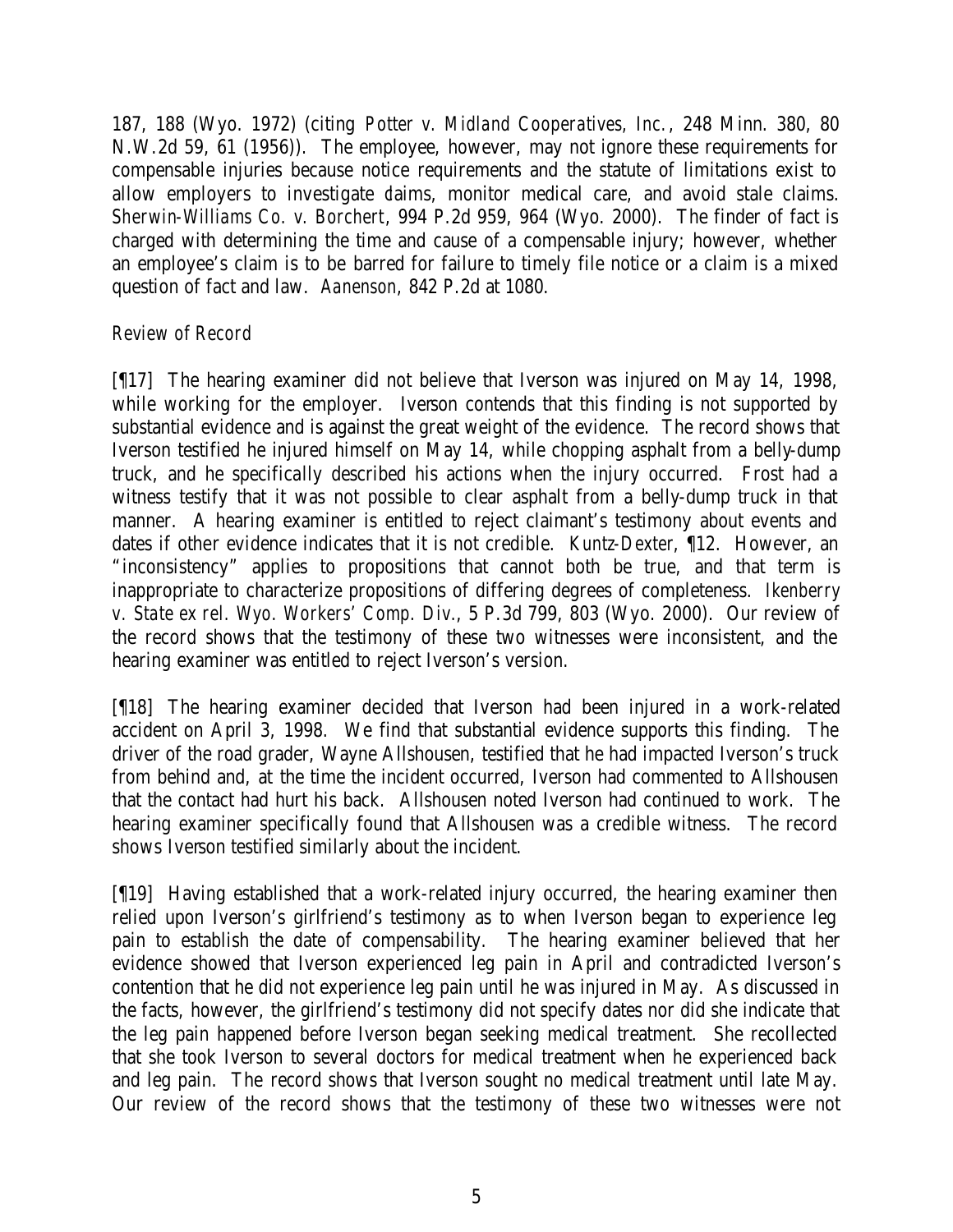187, 188 (Wyo. 1972) (citing *Potter v. Midland Cooperatives, Inc.*, 248 Minn. 380, 80 N.W.2d 59, 61 (1956)). The employee, however, may not ignore these requirements for compensable injuries because notice requirements and the statute of limitations exist to allow employers to investigate claims, monitor medical care, and avoid stale claims. *Sherwin-Williams Co. v. Borchert*, 994 P.2d 959, 964 (Wyo. 2000). The finder of fact is charged with determining the time and cause of a compensable injury; however, whether an employee's claim is to be barred for failure to timely file notice or a claim is a mixed question of fact and law. *Aanenson*, 842 P.2d at 1080.

*Review of Record*

[¶17] The hearing examiner did not believe that Iverson was injured on May 14, 1998, while working for the employer. Iverson contends that this finding is not supported by substantial evidence and is against the great weight of the evidence. The record shows that Iverson testified he injured himself on May 14, while chopping asphalt from a belly-dump truck, and he specifically described his actions when the injury occurred. Frost had a witness testify that it was not possible to clear asphalt from a belly-dump truck in that manner. A hearing examiner is entitled to reject claimant's testimony about events and dates if other evidence indicates that it is not credible. *Kuntz-Dexter*, ¶12. However, an "inconsistency" applies to propositions that cannot both be true, and that term is inappropriate to characterize propositions of differing degrees of completeness. *Ikenberry v. State ex rel. Wyo. Workers' Comp. Div.*, 5 P.3d 799, 803 (Wyo. 2000). Our review of the record shows that the testimony of these two witnesses were inconsistent, and the hearing examiner was entitled to reject Iverson's version.

[¶18] The hearing examiner decided that Iverson had been injured in a work-related accident on April 3, 1998. We find that substantial evidence supports this finding. The driver of the road grader, Wayne Allshousen, testified that he had impacted Iverson's truck from behind and, at the time the incident occurred, Iverson had commented to Allshousen that the contact had hurt his back. Allshousen noted Iverson had continued to work. The hearing examiner specifically found that Allshousen was a credible witness. The record shows Iverson testified similarly about the incident.

[¶19] Having established that a work-related injury occurred, the hearing examiner then relied upon Iverson's girlfriend's testimony as to when Iverson began to experience leg pain to establish the date of compensability. The hearing examiner believed that her evidence showed that Iverson experienced leg pain in April and contradicted Iverson's contention that he did not experience leg pain until he was injured in May. As discussed in the facts, however, the girlfriend's testimony did not specify dates nor did she indicate that the leg pain happened before Iverson began seeking medical treatment. She recollected that she took Iverson to several doctors for medical treatment when he experienced back and leg pain. The record shows that Iverson sought no medical treatment until late May. Our review of the record shows that the testimony of these two witnesses were not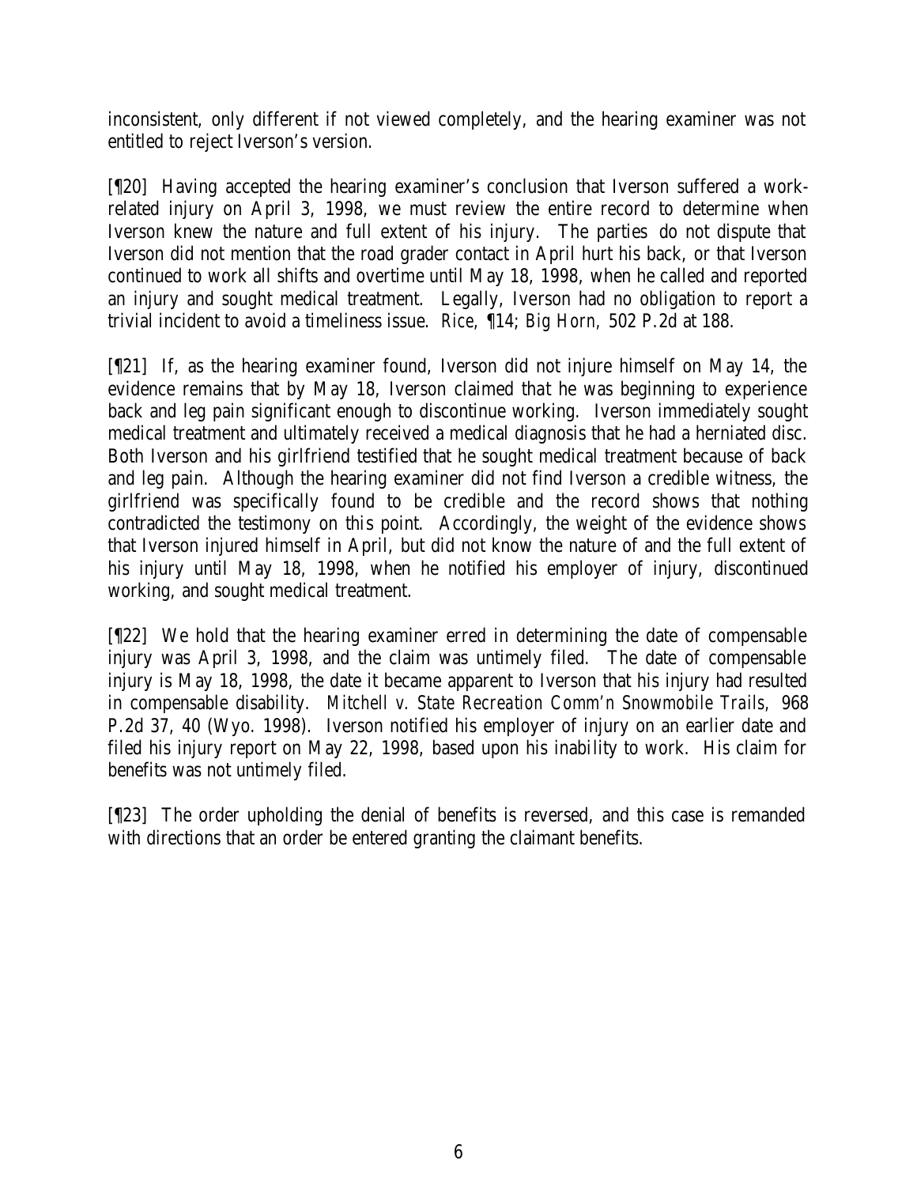inconsistent, only different if not viewed completely, and the hearing examiner was not entitled to reject Iverson's version.

[¶20] Having accepted the hearing examiner's conclusion that Iverson suffered a work-related injury on April 3, 1998, we must review the entire record to determine when Iverson knew the nature and full extent of his injury. The parties do not dispute that Iverson did not mention that the road grader contact in April hurt his back, or that Iverson continued to work all shifts and overtime until May 18, 1998, when he called and reported an injury and sought medical treatment. Legally, Iverson had no obligation to report a trivial incident to avoid a timeliness issue. *Rice*, ¶14; *Big Horn*, 502 P.2d at 188.

[¶21] If, as the hearing examiner found, Iverson did not injure himself on May 14, the evidence remains that by May 18, Iverson claimed that he was beginning to experience back and leg pain significant enough to discontinue working. Iverson immediately sought medical treatment and ultimately received a medical diagnosis that he had a herniated disc. Both Iverson and his girlfriend testified that he sought medical treatment because of back and leg pain. Although the hearing examiner did not find Iverson a credible witness, the girlfriend was specifically found to be credible and the record shows that nothing contradicted the testimony on this point. Accordingly, the weight of the evidence shows that Iverson injured himself in April, but did not know the nature of and the full extent of his injury until May 18, 1998, when he notified his employer of injury, discontinued working, and sought medical treatment.

[¶22] We hold that the hearing examiner erred in determining the date of compensable injury was April 3, 1998, and the claim was untimely filed. The date of compensable injury is May 18, 1998, the date it became apparent to Iverson that his injury had resulted in compensable disability. *Mitchell v. State Recreation Comm'n Snowmobile Trails*, 968 P.2d 37, 40 (Wyo. 1998). Iverson notified his employer of injury on an earlier date and filed his injury report on May 22, 1998, based upon his inability to work. His claim for benefits was not untimely filed.

[¶23] The order upholding the denial of benefits is reversed, and this case is remanded with directions that an order be entered granting the claimant benefits.